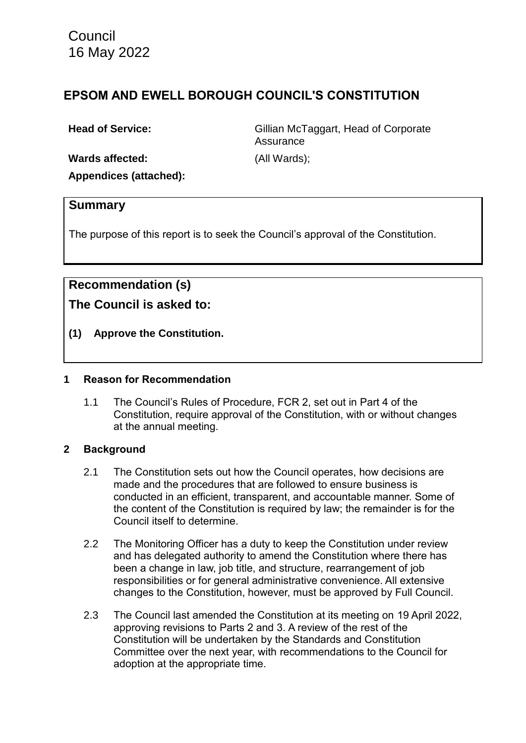Council
16 May 2022

# EPSOM AND EWELL BOROUGH COUNCIL'S CONSTITUTION

**Head of Service:** Gillian McTaggart, Head of Corporate Assurance

**Wards affected:** (All Wards);

**Appendices (attached):**

## Summary

The purpose of this report is to seek the Council's approval of the Constitution.

## Recommendation (s)

## The Council is asked to:

**(1) Approve the Constitution.**

### 1 Reason for Recommendation

1.1 The Council's Rules of Procedure, FCR 2, set out in Part 4 of the Constitution, require approval of the Constitution, with or without changes at the annual meeting.

### 2 Background

2.1 The Constitution sets out how the Council operates, how decisions are made and the procedures that are followed to ensure business is conducted in an efficient, transparent, and accountable manner. Some of the content of the Constitution is required by law; the remainder is for the Council itself to determine.

2.2 The Monitoring Officer has a duty to keep the Constitution under review and has delegated authority to amend the Constitution where there has been a change in law, job title, and structure, rearrangement of job responsibilities or for general administrative convenience. All extensive changes to the Constitution, however, must be approved by Full Council.

2.3 The Council last amended the Constitution at its meeting on 19 April 2022, approving revisions to Parts 2 and 3. A review of the rest of the Constitution will be undertaken by the Standards and Constitution Committee over the next year, with recommendations to the Council for adoption at the appropriate time.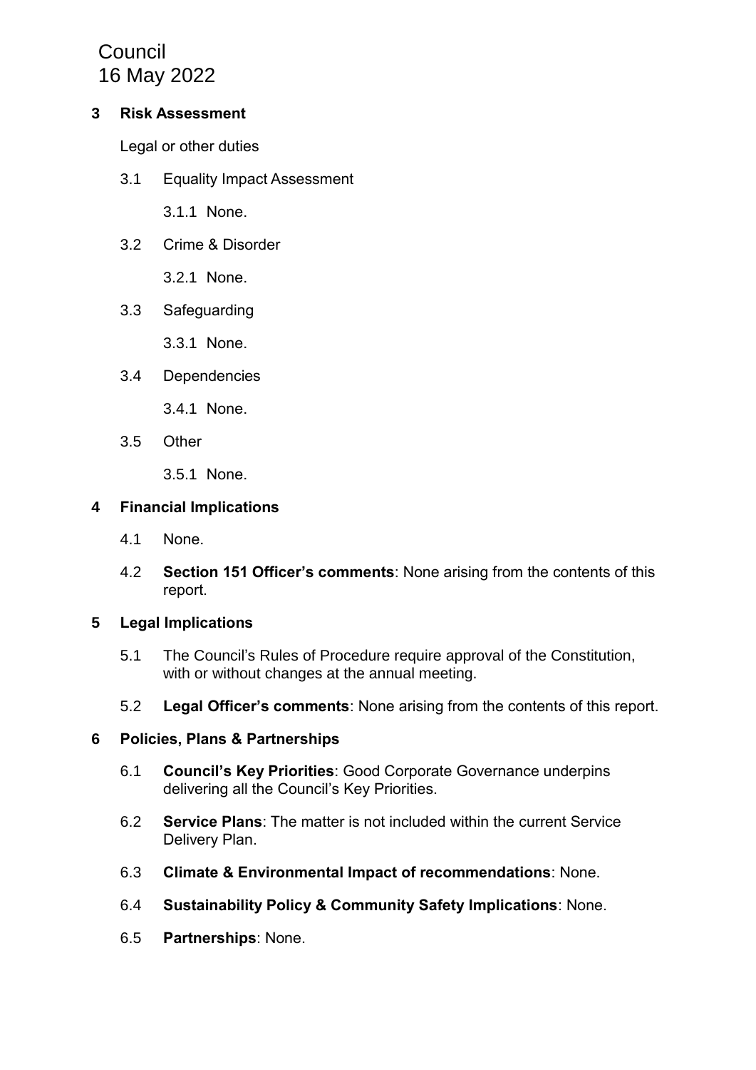## 3 Risk Assessment

Legal or other duties

3.1 Equality Impact Assessment

3.1.1 None.

3.2 Crime & Disorder

3.2.1 None.

3.3 Safeguarding

3.3.1 None.

3.4 Dependencies

3.4.1 None.

3.5 Other

3.5.1 None.

## 4 Financial Implications

4.1 None.

4.2 **Section 151 Officer's comments**: None arising from the contents of this report.

## 5 Legal Implications

5.1 The Council's Rules of Procedure require approval of the Constitution, with or without changes at the annual meeting.

5.2 **Legal Officer's comments**: None arising from the contents of this report.

## 6 Policies, Plans & Partnerships

6.1 **Council's Key Priorities**: Good Corporate Governance underpins delivering all the Council's Key Priorities.

6.2 **Service Plans**: The matter is not included within the current Service Delivery Plan.

6.3 **Climate & Environmental Impact of recommendations**: None.

6.4 **Sustainability Policy & Community Safety Implications**: None.

6.5 **Partnerships**: None.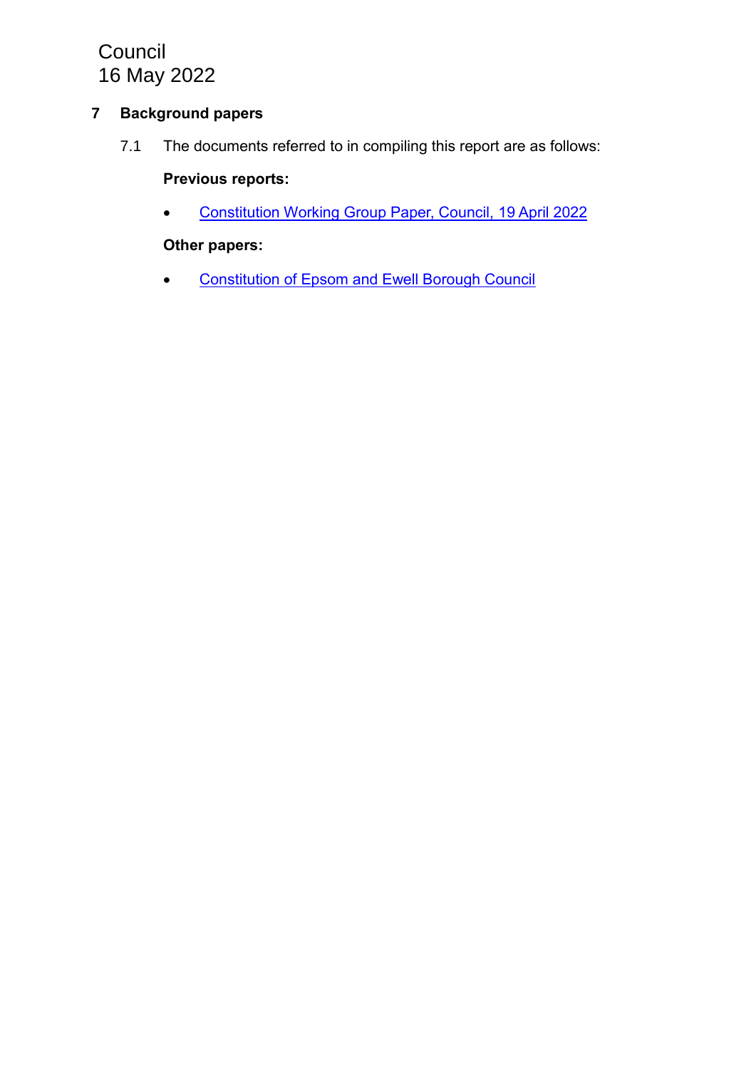## 7 Background papers

7.1 The documents referred to in compiling this report are as follows:

**Previous reports:**

- Constitution Working Group Paper, Council, 19 April 2022

**Other papers:**

- Constitution of Epsom and Ewell Borough Council